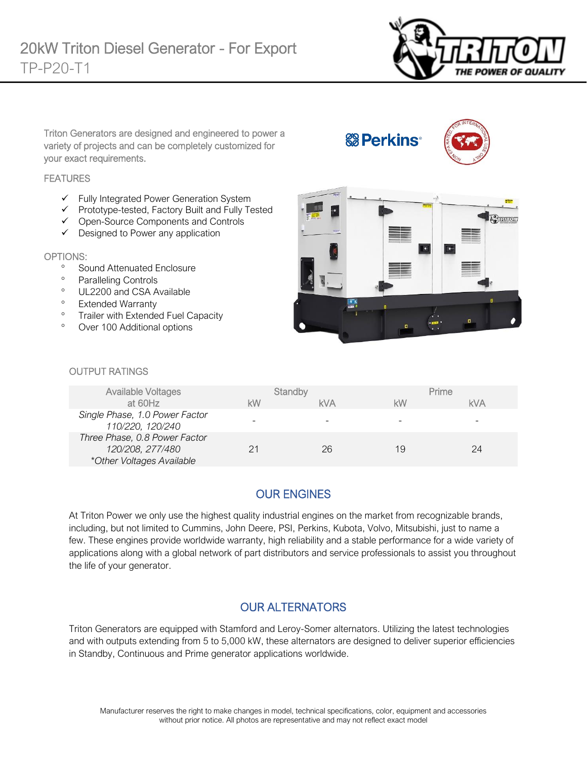# 20kW Triton Diesel Generator - For Export

## TP-P20-T1

Triton Generators are designed and engineered to power a variety of projects and can be completely customized for your exact requirements.

### FEATURES

- ✓ Fully Integrated Power Generation System
- ✓ Prototype-tested, Factory Built and Fully Tested
- ✓ Open-Source Components and Controls
- ✓ Designed to Power any application

### OPTIONS:

- Sound Attenuated Enclosure
- Paralleling Controls
- UL2200 and CSA Available
- Extended Warranty
- Trailer with Extended Fuel Capacity
- Over 100 Additional options

### OUTPUT RATINGS

| Available Voltages at 60Hz | Standby | | Prime | |
|---|---|---|---|---|
| | kW | kVA | kW | kVA |
| *Single Phase, 1.0 Power Factor 110/220, 120/240* | - | - | - | - |
| *Three Phase, 0.8 Power Factor 120/208, 277/480 \*Other Voltages Available* | 21 | 26 | 19 | 24 |

## OUR ENGINES

At Triton Power we only use the highest quality industrial engines on the market from recognizable brands, including, but not limited to Cummins, John Deere, PSI, Perkins, Kubota, Volvo, Mitsubishi, just to name a few. These engines provide worldwide warranty, high reliability and a stable performance for a wide variety of applications along with a global network of part distributors and service professionals to assist you throughout the life of your generator.

## OUR ALTERNATORS

Triton Generators are equipped with Stamford and Leroy-Somer alternators. Utilizing the latest technologies and with outputs extending from 5 to 5,000 kW, these alternators are designed to deliver superior efficiencies in Standby, Continuous and Prime generator applications worldwide.

Manufacturer reserves the right to make changes in model, technical specifications, color, equipment and accessories without prior notice. All photos are representative and may not reflect exact model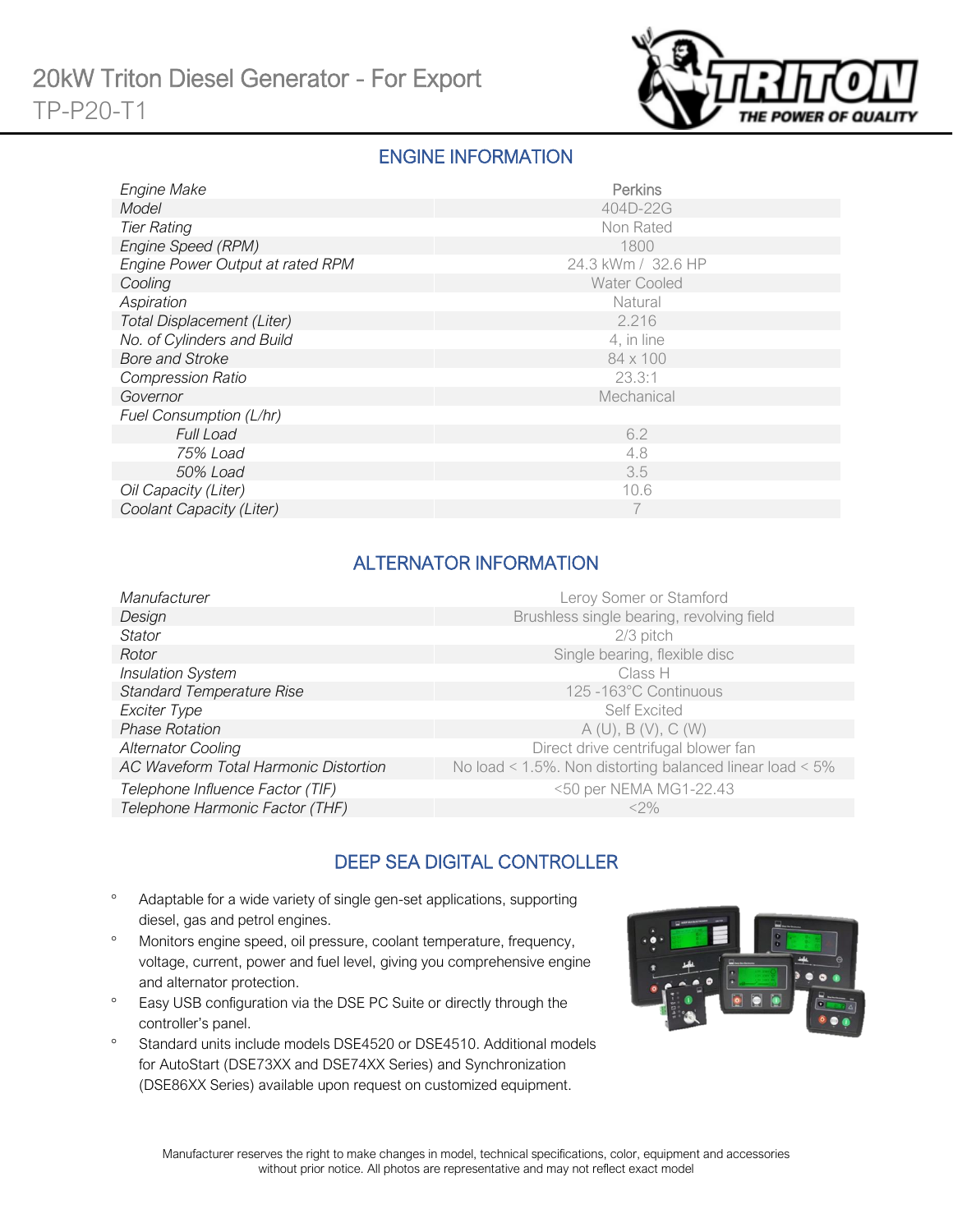# 20kW Triton Diesel Generator - For Export
TP-P20-T1

## ENGINE INFORMATION

| | |
|---|---|
| *Engine Make* | Perkins |
| *Model* | 404D-22G |
| *Tier Rating* | Non Rated |
| *Engine Speed (RPM)* | 1800 |
| *Engine Power Output at rated RPM* | 24.3 kWm / 32.6 HP |
| *Cooling* | Water Cooled |
| *Aspiration* | Natural |
| *Total Displacement (Liter)* | 2.216 |
| *No. of Cylinders and Build* | 4, in line |
| *Bore and Stroke* | 84 x 100 |
| *Compression Ratio* | 23.3:1 |
| *Governor* | Mechanical |
| *Fuel Consumption (L/hr)* | |
| *Full Load* | 6.2 |
| *75% Load* | 4.8 |
| *50% Load* | 3.5 |
| *Oil Capacity (Liter)* | 10.6 |
| *Coolant Capacity (Liter)* | 7 |

## ALTERNATOR INFORMATION

| | |
|---|---|
| *Manufacturer* | Leroy Somer or Stamford |
| *Design* | Brushless single bearing, revolving field |
| *Stator* | 2/3 pitch |
| *Rotor* | Single bearing, flexible disc |
| *Insulation System* | Class H |
| *Standard Temperature Rise* | 125 -163°C Continuous |
| *Exciter Type* | Self Excited |
| *Phase Rotation* | A (U), B (V), C (W) |
| *Alternator Cooling* | Direct drive centrifugal blower fan |
| *AC Waveform Total Harmonic Distortion* | No load < 1.5%. Non distorting balanced linear load < 5% |
| *Telephone Influence Factor (TIF)* | <50 per NEMA MG1-22.43 |
| *Telephone Harmonic Factor (THF)* | <2% |

## DEEP SEA DIGITAL CONTROLLER

- Adaptable for a wide variety of single gen-set applications, supporting diesel, gas and petrol engines.
- Monitors engine speed, oil pressure, coolant temperature, frequency, voltage, current, power and fuel level, giving you comprehensive engine and alternator protection.
- Easy USB configuration via the DSE PC Suite or directly through the controller's panel.
- Standard units include models DSE4520 or DSE4510. Additional models for AutoStart (DSE73XX and DSE74XX Series) and Synchronization (DSE86XX Series) available upon request on customized equipment.

Manufacturer reserves the right to make changes in model, technical specifications, color, equipment and accessories without prior notice. All photos are representative and may not reflect exact model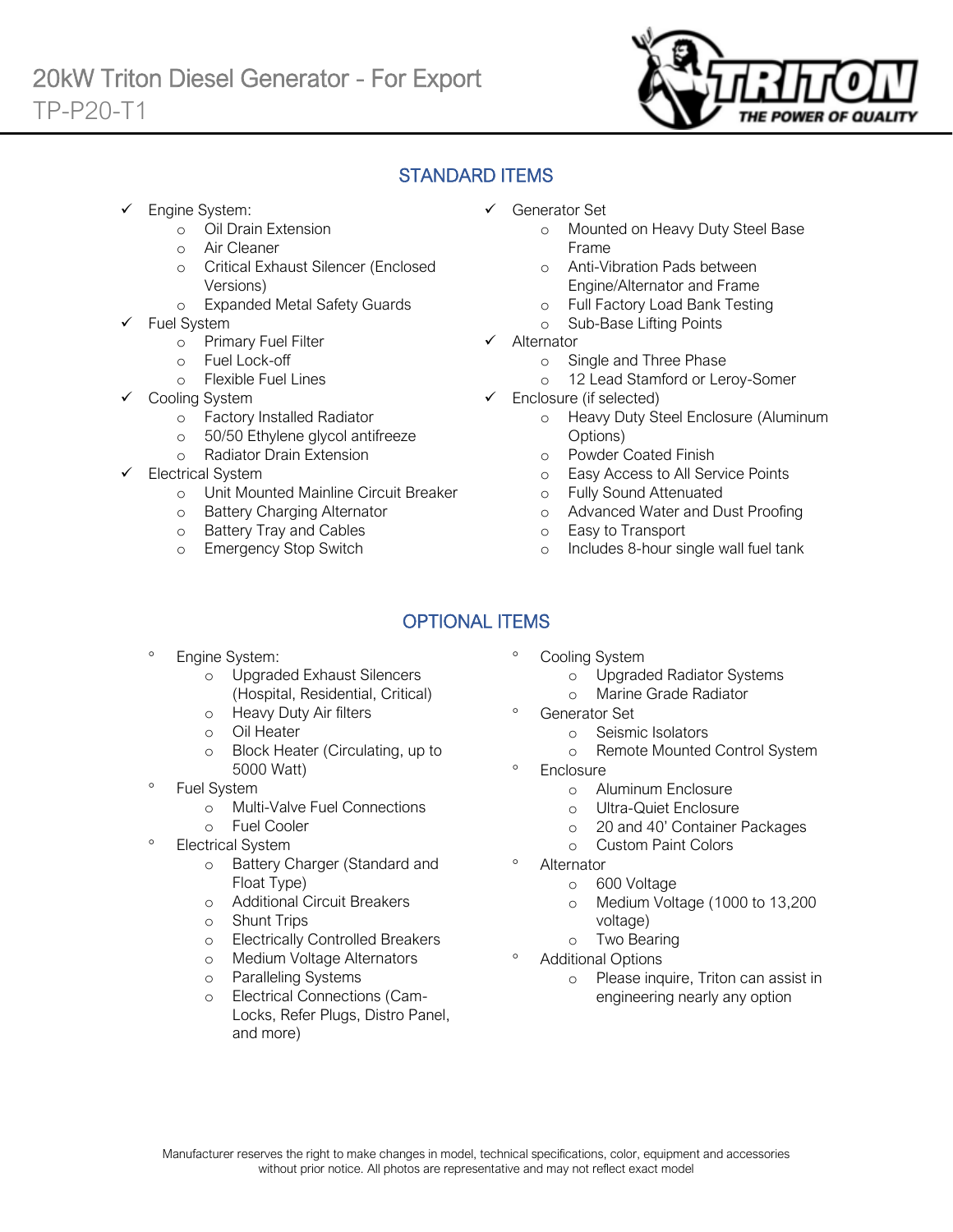# 20kW Triton Diesel Generator - For Export

TP-P20-T1

## STANDARD ITEMS

- ✓ Engine System:
  - Oil Drain Extension
  - Air Cleaner
  - Critical Exhaust Silencer (Enclosed Versions)
  - Expanded Metal Safety Guards
- ✓ Fuel System
  - Primary Fuel Filter
  - Fuel Lock-off
  - Flexible Fuel Lines
- ✓ Cooling System
  - Factory Installed Radiator
  - 50/50 Ethylene glycol antifreeze
  - Radiator Drain Extension
- ✓ Electrical System
  - Unit Mounted Mainline Circuit Breaker
  - Battery Charging Alternator
  - Battery Tray and Cables
  - Emergency Stop Switch
- ✓ Generator Set
  - Mounted on Heavy Duty Steel Base Frame
  - Anti-Vibration Pads between Engine/Alternator and Frame
  - Full Factory Load Bank Testing
  - Sub-Base Lifting Points
- ✓ Alternator
  - Single and Three Phase
  - 12 Lead Stamford or Leroy-Somer
- ✓ Enclosure (if selected)
  - Heavy Duty Steel Enclosure (Aluminum Options)
  - Powder Coated Finish
  - Easy Access to All Service Points
  - Fully Sound Attenuated
  - Advanced Water and Dust Proofing
  - Easy to Transport
  - Includes 8-hour single wall fuel tank

## OPTIONAL ITEMS

- Engine System:
  - Upgraded Exhaust Silencers (Hospital, Residential, Critical)
  - Heavy Duty Air filters
  - Oil Heater
  - Block Heater (Circulating, up to 5000 Watt)
- Fuel System
  - Multi-Valve Fuel Connections
  - Fuel Cooler
- Electrical System
  - Battery Charger (Standard and Float Type)
  - Additional Circuit Breakers
  - Shunt Trips
  - Electrically Controlled Breakers
  - Medium Voltage Alternators
  - Paralleling Systems
  - Electrical Connections (Cam-Locks, Refer Plugs, Distro Panel, and more)
- Cooling System
  - Upgraded Radiator Systems
  - Marine Grade Radiator
- Generator Set
  - Seismic Isolators
  - Remote Mounted Control System
- Enclosure
  - Aluminum Enclosure
  - Ultra-Quiet Enclosure
  - 20 and 40' Container Packages
  - Custom Paint Colors
- Alternator
  - 600 Voltage
  - Medium Voltage (1000 to 13,200 voltage)
  - Two Bearing
- Additional Options
  - Please inquire, Triton can assist in engineering nearly any option

Manufacturer reserves the right to make changes in model, technical specifications, color, equipment and accessories without prior notice. All photos are representative and may not reflect exact model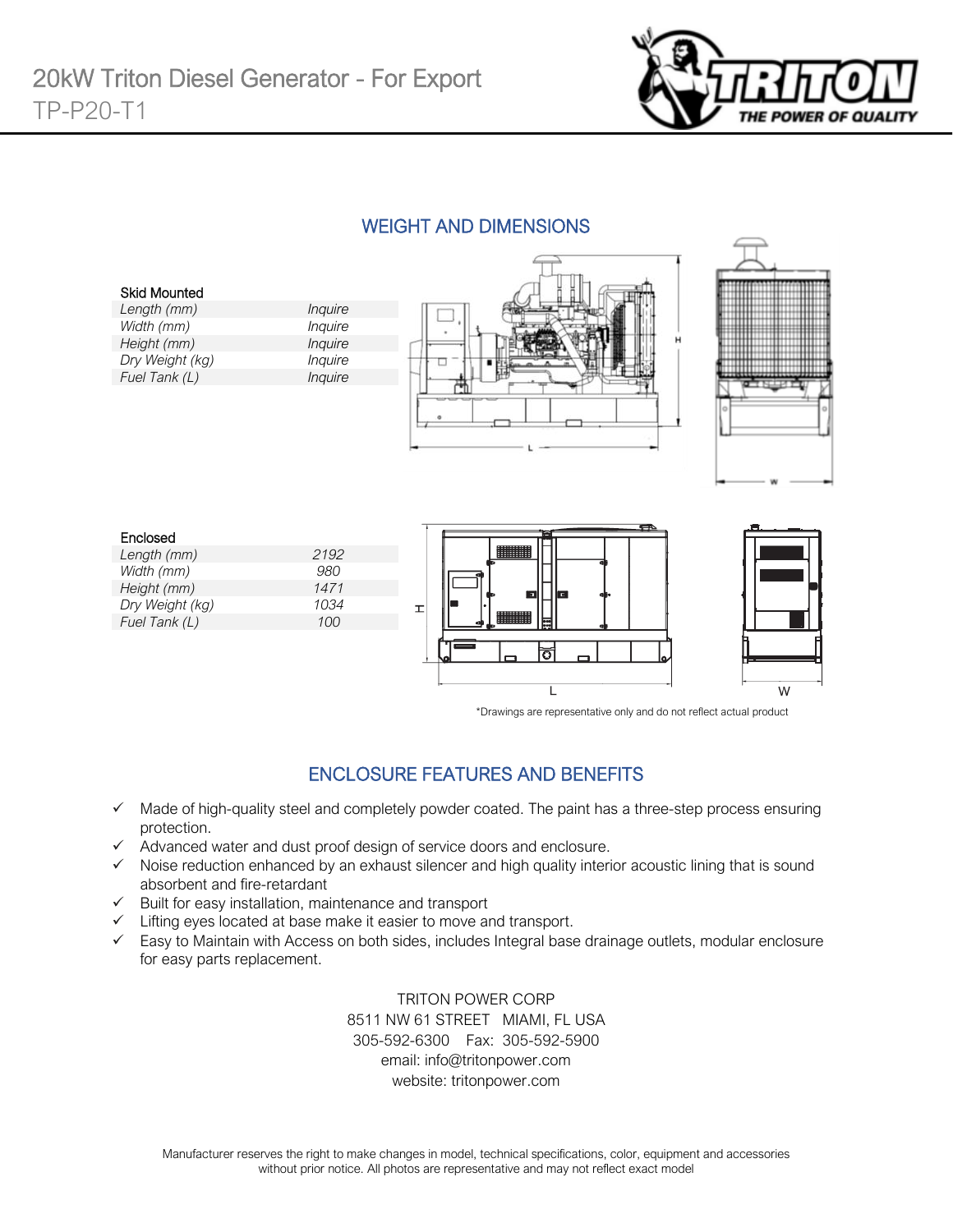# 20kW Triton Diesel Generator - For Export

TP-P20-T1

## WEIGHT AND DIMENSIONS

**Skid Mounted**

| | |
|---|---|
| *Length (mm)* | *Inquire* |
| *Width (mm)* | *Inquire* |
| *Height (mm)* | *Inquire* |
| *Dry Weight (kg)* | *Inquire* |
| *Fuel Tank (L)* | *Inquire* |

**Enclosed**

| | |
|---|---|
| *Length (mm)* | *2192* |
| *Width (mm)* | *980* |
| *Height (mm)* | *1471* |
| *Dry Weight (kg)* | *1034* |
| *Fuel Tank (L)* | *100* |

*Drawings are representative only and do not reflect actual product

## ENCLOSURE FEATURES AND BENEFITS

- ✓ Made of high-quality steel and completely powder coated. The paint has a three-step process ensuring protection.
- ✓ Advanced water and dust proof design of service doors and enclosure.
- ✓ Noise reduction enhanced by an exhaust silencer and high quality interior acoustic lining that is sound absorbent and fire-retardant
- ✓ Built for easy installation, maintenance and transport
- ✓ Lifting eyes located at base make it easier to move and transport.
- ✓ Easy to Maintain with Access on both sides, includes Integral base drainage outlets, modular enclosure for easy parts replacement.

TRITON POWER CORP
8511 NW 61 STREET MIAMI, FL USA
305-592-6300 Fax: 305-592-5900
email: info@tritonpower.com
website: tritonpower.com

Manufacturer reserves the right to make changes in model, technical specifications, color, equipment and accessories without prior notice. All photos are representative and may not reflect exact model